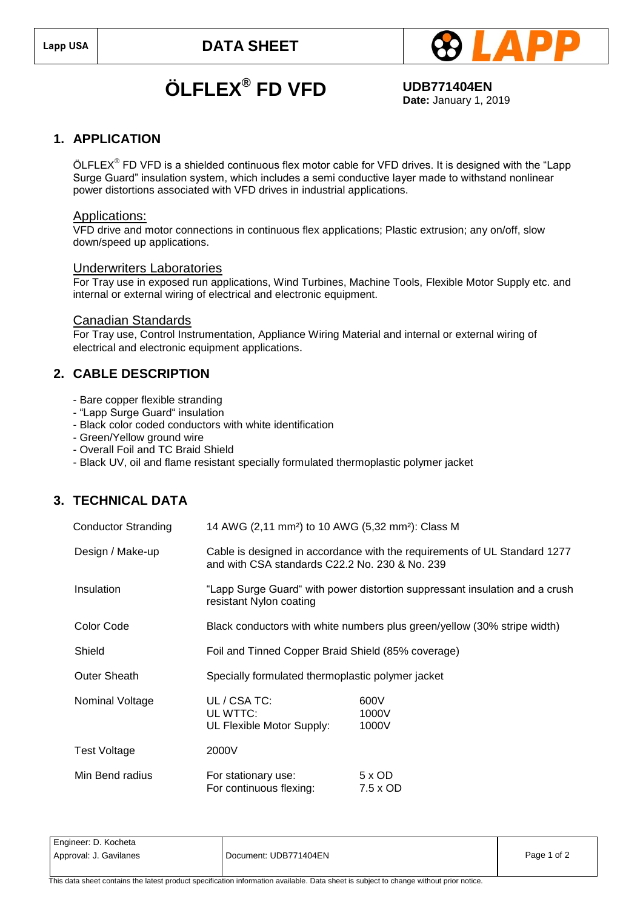| Lapp USA | DATA SHEET | LAPP |
|---|---|---|

# ÖLFLEX® FD VFD

**UDB771404EN**
**Date:** January 1, 2019

## 1. APPLICATION

ÖLFLEX® FD VFD is a shielded continuous flex motor cable for VFD drives. It is designed with the "Lapp Surge Guard" insulation system, which includes a semi conductive layer made to withstand nonlinear power distortions associated with VFD drives in industrial applications.

### Applications:

VFD drive and motor connections in continuous flex applications; Plastic extrusion; any on/off, slow down/speed up applications.

### Underwriters Laboratories

For Tray use in exposed run applications, Wind Turbines, Machine Tools, Flexible Motor Supply etc. and internal or external wiring of electrical and electronic equipment.

### Canadian Standards

For Tray use, Control Instrumentation, Appliance Wiring Material and internal or external wiring of electrical and electronic equipment applications.

## 2. CABLE DESCRIPTION

- Bare copper flexible stranding
- "Lapp Surge Guard" insulation
- Black color coded conductors with white identification
- Green/Yellow ground wire
- Overall Foil and TC Braid Shield
- Black UV, oil and flame resistant specially formulated thermoplastic polymer jacket

## 3. TECHNICAL DATA

| | | |
|---|---|---|
| Conductor Stranding | 14 AWG (2,11 mm²) to 10 AWG (5,32 mm²): Class M | |
| Design / Make-up | Cable is designed in accordance with the requirements of UL Standard 1277 and with CSA standards C22.2 No. 230 & No. 239 | |
| Insulation | "Lapp Surge Guard" with power distortion suppressant insulation and a crush resistant Nylon coating | |
| Color Code | Black conductors with white numbers plus green/yellow (30% stripe width) | |
| Shield | Foil and Tinned Copper Braid Shield (85% coverage) | |
| Outer Sheath | Specially formulated thermoplastic polymer jacket | |
| Nominal Voltage | UL / CSA TC:<br>UL WTTC:<br>UL Flexible Motor Supply: | 600V<br>1000V<br>1000V |
| Test Voltage | 2000V | |
| Min Bend radius | For stationary use:<br>For continuous flexing: | 5 x OD<br>7.5 x OD |

| Engineer: D. Kocheta<br>Approval: J. Gavilanes | Document: UDB771404EN |
|---|---|

This data sheet contains the latest product specification information available. Data sheet is subject to change without prior notice.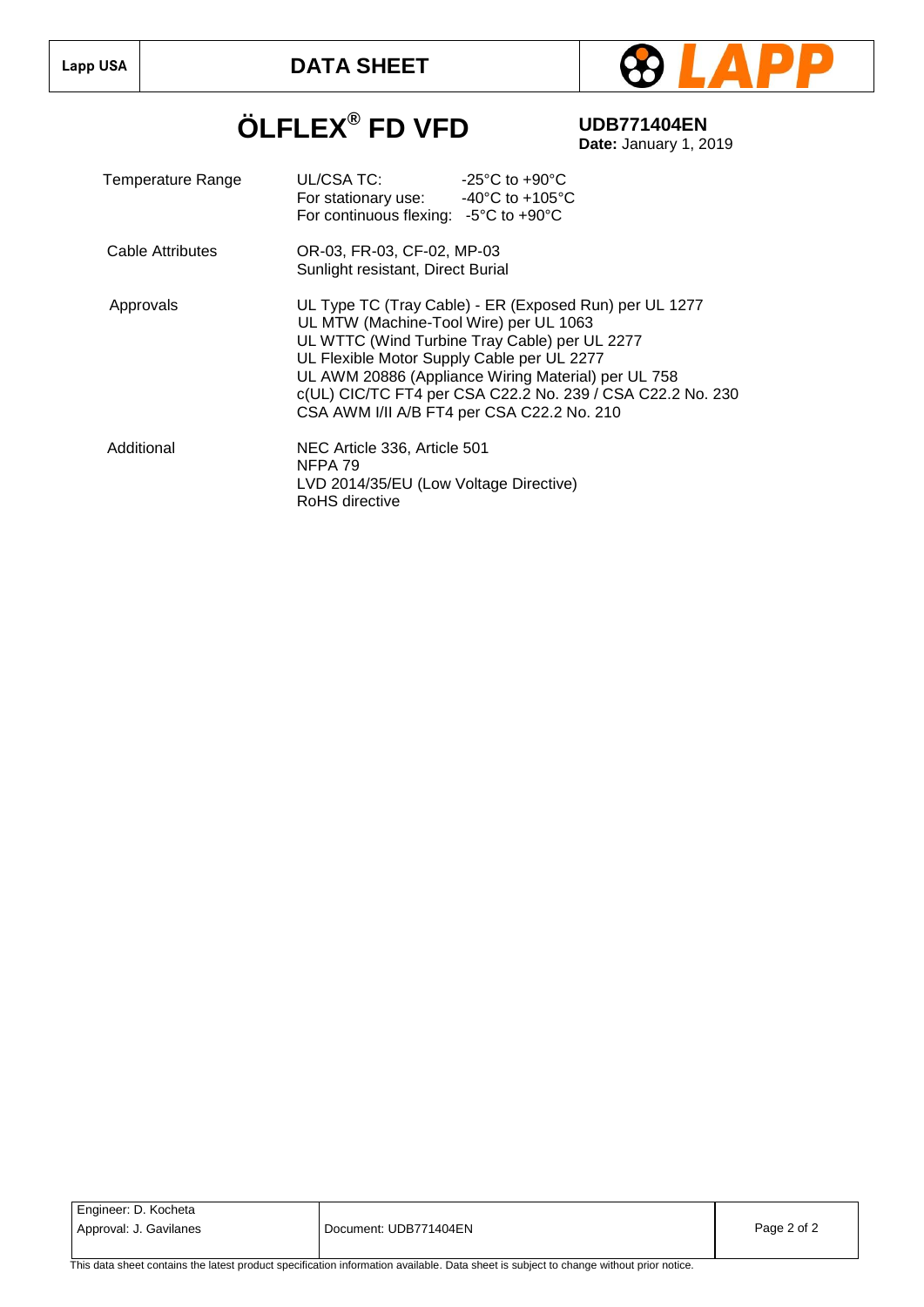# ÖLFLEX® FD VFD

**UDB771404EN**
**Date:** January 1, 2019

| | |
|---|---|
| Temperature Range | UL/CSA TC: -25°C to +90°C<br>For stationary use: -40°C to +105°C<br>For continuous flexing: -5°C to +90°C |
| Cable Attributes | OR-03, FR-03, CF-02, MP-03<br>Sunlight resistant, Direct Burial |
| Approvals | UL Type TC (Tray Cable) - ER (Exposed Run) per UL 1277<br>UL MTW (Machine-Tool Wire) per UL 1063<br>UL WTTC (Wind Turbine Tray Cable) per UL 2277<br>UL Flexible Motor Supply Cable per UL 2277<br>UL AWM 20886 (Appliance Wiring Material) per UL 758<br>c(UL) CIC/TC FT4 per CSA C22.2 No. 239 / CSA C22.2 No. 230<br>CSA AWM I/II A/B FT4 per CSA C22.2 No. 210 |
| Additional | NEC Article 336, Article 501<br>NFPA 79<br>LVD 2014/35/EU (Low Voltage Directive)<br>RoHS directive |

Engineer: D. Kocheta
Approval: J. Gavilanes
Document: UDB771404EN

This data sheet contains the latest product specification information available. Data sheet is subject to change without prior notice.